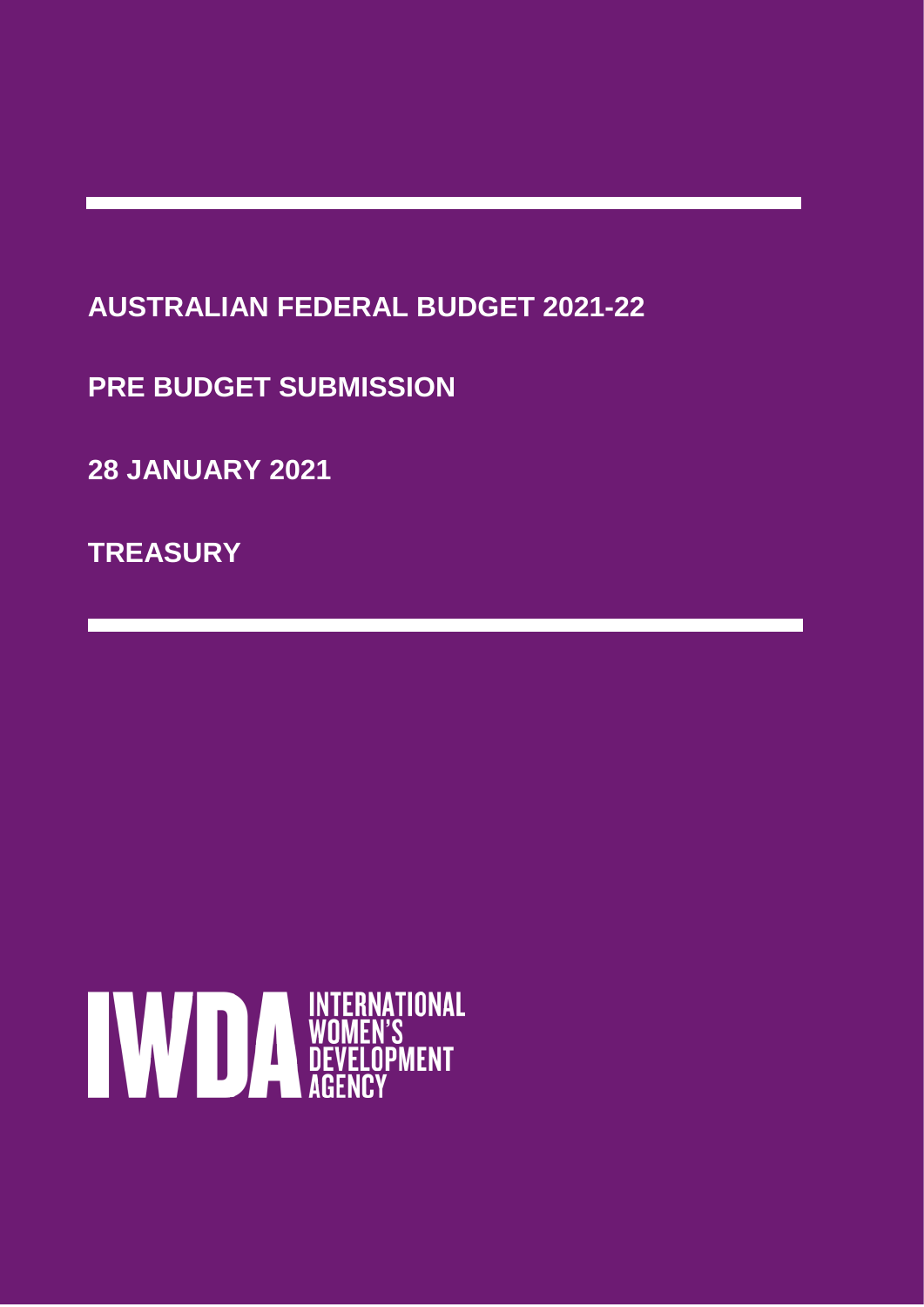# AUSTRALIAN FEDERAL BUDGET 2021-22

## PRE BUDGET SUBMISSION

## 28 JANUARY 2021

## TREASURY

IWDA INTERNATIONAL WOMEN'S DEVELOPMENT AGENCY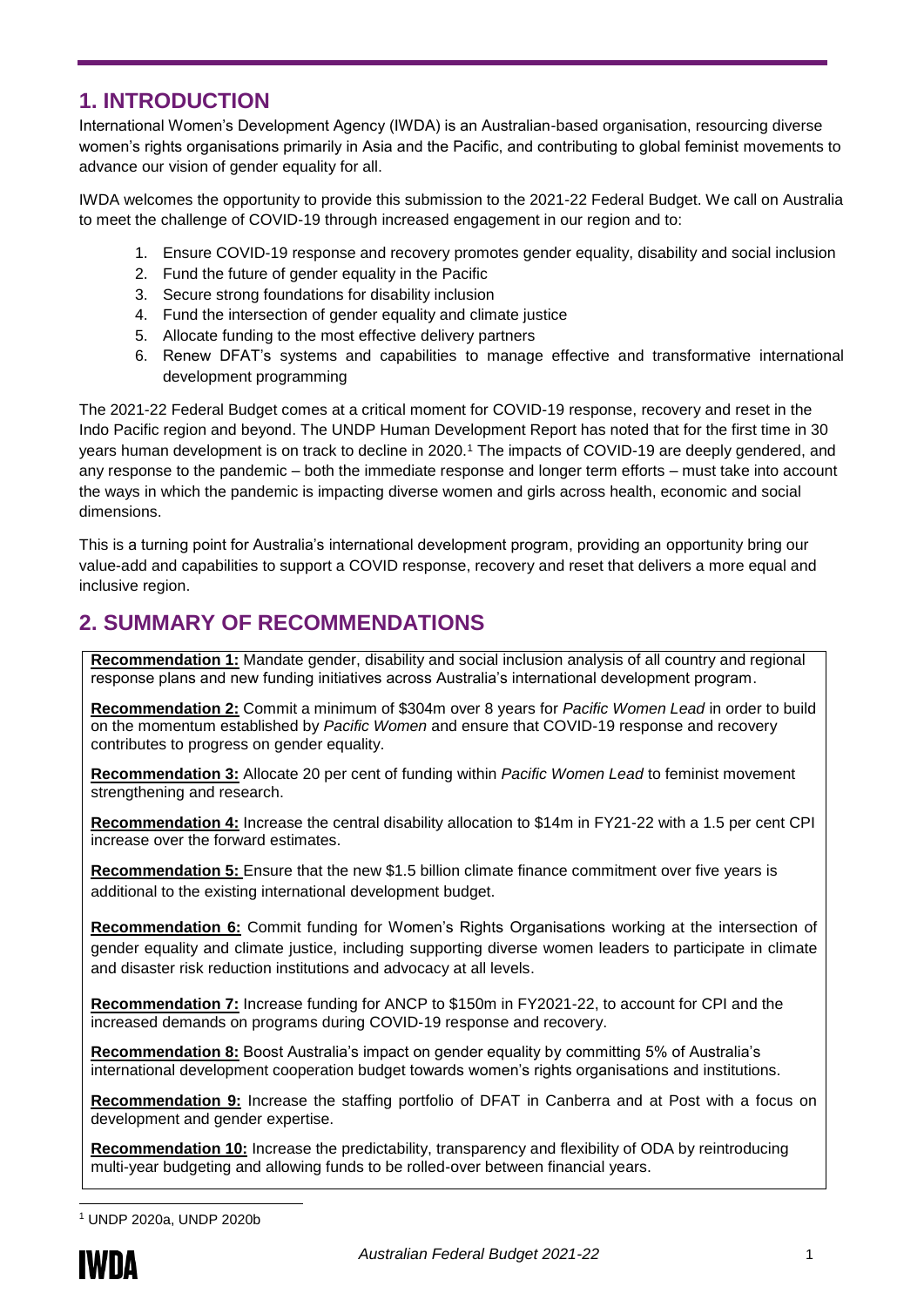## 1. INTRODUCTION

International Women's Development Agency (IWDA) is an Australian-based organisation, resourcing diverse women's rights organisations primarily in Asia and the Pacific, and contributing to global feminist movements to advance our vision of gender equality for all.

IWDA welcomes the opportunity to provide this submission to the 2021-22 Federal Budget. We call on Australia to meet the challenge of COVID-19 through increased engagement in our region and to:

1. Ensure COVID-19 response and recovery promotes gender equality, disability and social inclusion
2. Fund the future of gender equality in the Pacific
3. Secure strong foundations for disability inclusion
4. Fund the intersection of gender equality and climate justice
5. Allocate funding to the most effective delivery partners
6. Renew DFAT's systems and capabilities to manage effective and transformative international development programming

The 2021-22 Federal Budget comes at a critical moment for COVID-19 response, recovery and reset in the Indo Pacific region and beyond. The UNDP Human Development Report has noted that for the first time in 30 years human development is on track to decline in 2020.[1] The impacts of COVID-19 are deeply gendered, and any response to the pandemic – both the immediate response and longer term efforts – must take into account the ways in which the pandemic is impacting diverse women and girls across health, economic and social dimensions.

This is a turning point for Australia's international development program, providing an opportunity bring our value-add and capabilities to support a COVID response, recovery and reset that delivers a more equal and inclusive region.

## 2. SUMMARY OF RECOMMENDATIONS

**Recommendation 1:** Mandate gender, disability and social inclusion analysis of all country and regional response plans and new funding initiatives across Australia's international development program.

**Recommendation 2:** Commit a minimum of $304m over 8 years for *Pacific Women Lead* in order to build on the momentum established by *Pacific Women* and ensure that COVID-19 response and recovery contributes to progress on gender equality.

**Recommendation 3:** Allocate 20 per cent of funding within *Pacific Women Lead* to feminist movement strengthening and research.

**Recommendation 4:** Increase the central disability allocation to $14m in FY21-22 with a 1.5 per cent CPI increase over the forward estimates.

**Recommendation 5:** Ensure that the new $1.5 billion climate finance commitment over five years is additional to the existing international development budget.

**Recommendation 6:** Commit funding for Women's Rights Organisations working at the intersection of gender equality and climate justice, including supporting diverse women leaders to participate in climate and disaster risk reduction institutions and advocacy at all levels.

**Recommendation 7:** Increase funding for ANCP to $150m in FY2021-22, to account for CPI and the increased demands on programs during COVID-19 response and recovery.

**Recommendation 8:** Boost Australia's impact on gender equality by committing 5% of Australia's international development cooperation budget towards women's rights organisations and institutions.

**Recommendation 9:** Increase the staffing portfolio of DFAT in Canberra and at Post with a focus on development and gender expertise.

**Recommendation 10:** Increase the predictability, transparency and flexibility of ODA by reintroducing multi-year budgeting and allowing funds to be rolled-over between financial years.

[1] UNDP 2020a, UNDP 2020b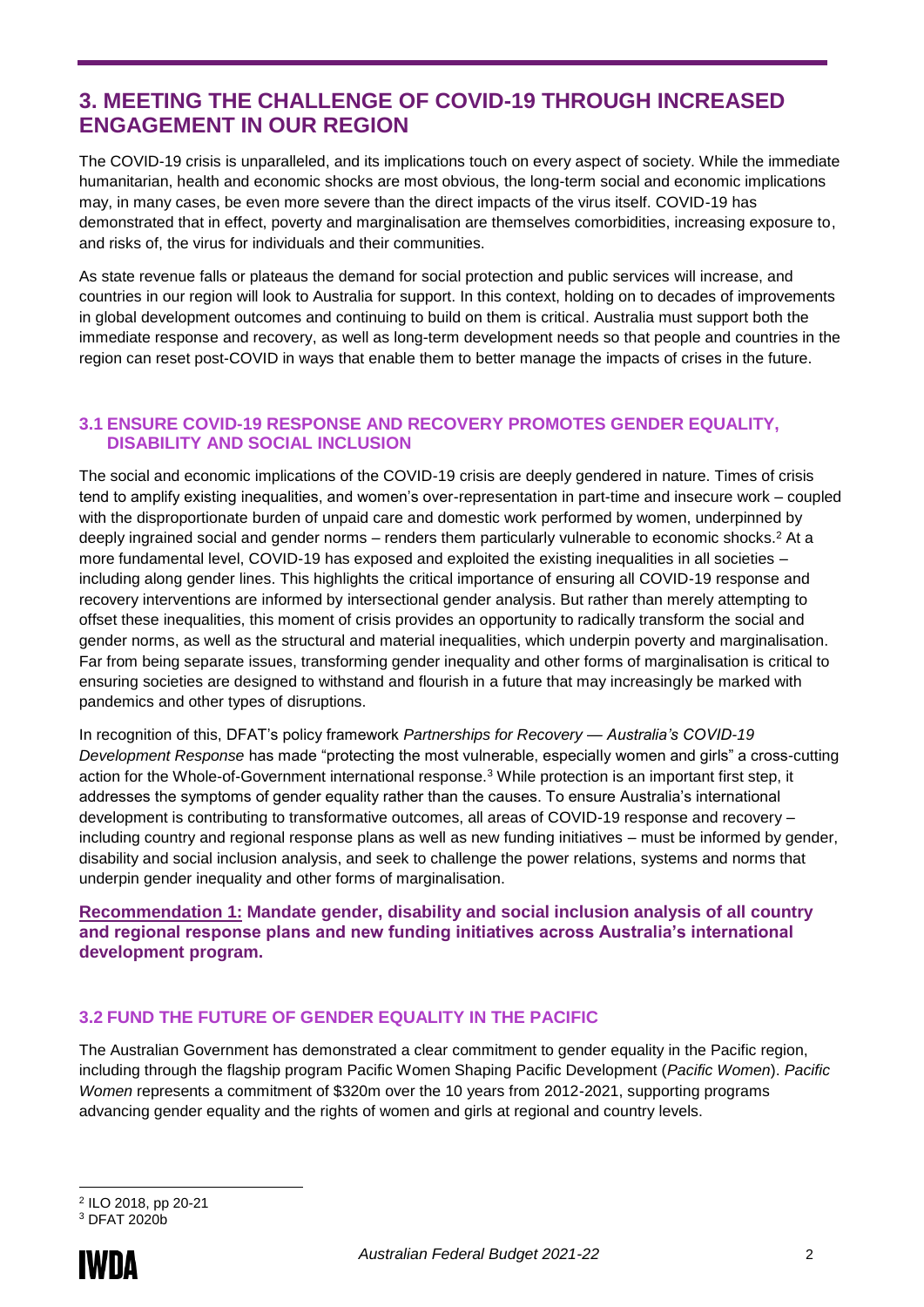## 3. MEETING THE CHALLENGE OF COVID-19 THROUGH INCREASED ENGAGEMENT IN OUR REGION

The COVID-19 crisis is unparalleled, and its implications touch on every aspect of society. While the immediate humanitarian, health and economic shocks are most obvious, the long-term social and economic implications may, in many cases, be even more severe than the direct impacts of the virus itself. COVID-19 has demonstrated that in effect, poverty and marginalisation are themselves comorbidities, increasing exposure to, and risks of, the virus for individuals and their communities.

As state revenue falls or plateaus the demand for social protection and public services will increase, and countries in our region will look to Australia for support. In this context, holding on to decades of improvements in global development outcomes and continuing to build on them is critical. Australia must support both the immediate response and recovery, as well as long-term development needs so that people and countries in the region can reset post-COVID in ways that enable them to better manage the impacts of crises in the future.

### 3.1 ENSURE COVID-19 RESPONSE AND RECOVERY PROMOTES GENDER EQUALITY, DISABILITY AND SOCIAL INCLUSION

The social and economic implications of the COVID-19 crisis are deeply gendered in nature. Times of crisis tend to amplify existing inequalities, and women's over-representation in part-time and insecure work – coupled with the disproportionate burden of unpaid care and domestic work performed by women, underpinned by deeply ingrained social and gender norms – renders them particularly vulnerable to economic shocks.[2] At a more fundamental level, COVID-19 has exposed and exploited the existing inequalities in all societies – including along gender lines. This highlights the critical importance of ensuring all COVID-19 response and recovery interventions are informed by intersectional gender analysis. But rather than merely attempting to offset these inequalities, this moment of crisis provides an opportunity to radically transform the social and gender norms, as well as the structural and material inequalities, which underpin poverty and marginalisation. Far from being separate issues, transforming gender inequality and other forms of marginalisation is critical to ensuring societies are designed to withstand and flourish in a future that may increasingly be marked with pandemics and other types of disruptions.

In recognition of this, DFAT's policy framework *Partnerships for Recovery — Australia's COVID-19 Development Response* has made "protecting the most vulnerable, especially women and girls" a cross-cutting action for the Whole-of-Government international response.[3] While protection is an important first step, it addresses the symptoms of gender equality rather than the causes. To ensure Australia's international development is contributing to transformative outcomes, all areas of COVID-19 response and recovery – including country and regional response plans as well as new funding initiatives – must be informed by gender, disability and social inclusion analysis, and seek to challenge the power relations, systems and norms that underpin gender inequality and other forms of marginalisation.

**Recommendation 1: Mandate gender, disability and social inclusion analysis of all country and regional response plans and new funding initiatives across Australia's international development program.**

### 3.2 FUND THE FUTURE OF GENDER EQUALITY IN THE PACIFIC

The Australian Government has demonstrated a clear commitment to gender equality in the Pacific region, including through the flagship program Pacific Women Shaping Pacific Development (*Pacific Women*). *Pacific Women* represents a commitment of $320m over the 10 years from 2012-2021, supporting programs advancing gender equality and the rights of women and girls at regional and country levels.

---

[2] ILO 2018, pp 20-21

[3] DFAT 2020b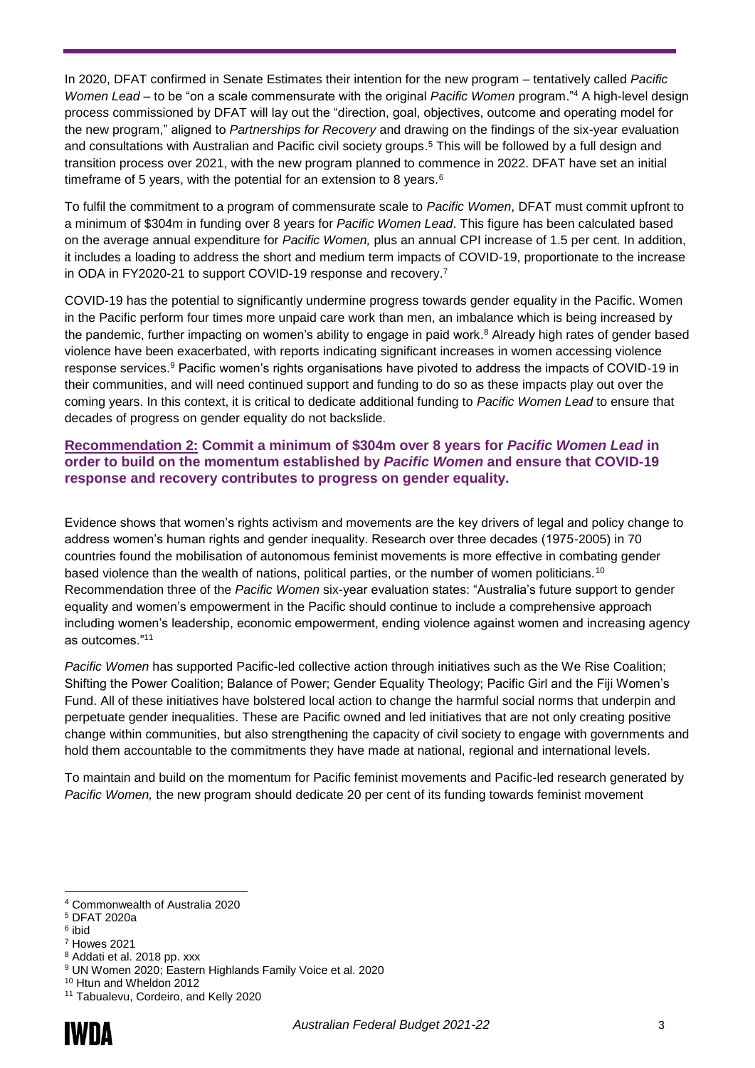In 2020, DFAT confirmed in Senate Estimates their intention for the new program – tentatively called *Pacific Women Lead* – to be "on a scale commensurate with the original *Pacific Women* program."[4] A high-level design process commissioned by DFAT will lay out the "direction, goal, objectives, outcome and operating model for the new program," aligned to *Partnerships for Recovery* and drawing on the findings of the six-year evaluation and consultations with Australian and Pacific civil society groups.[5] This will be followed by a full design and transition process over 2021, with the new program planned to commence in 2022. DFAT have set an initial timeframe of 5 years, with the potential for an extension to 8 years.[6]

To fulfil the commitment to a program of commensurate scale to *Pacific Women*, DFAT must commit upfront to a minimum of $304m in funding over 8 years for *Pacific Women Lead*. This figure has been calculated based on the average annual expenditure for *Pacific Women,* plus an annual CPI increase of 1.5 per cent. In addition, it includes a loading to address the short and medium term impacts of COVID-19, proportionate to the increase in ODA in FY2020-21 to support COVID-19 response and recovery.[7]

COVID-19 has the potential to significantly undermine progress towards gender equality in the Pacific. Women in the Pacific perform four times more unpaid care work than men, an imbalance which is being increased by the pandemic, further impacting on women's ability to engage in paid work.[8] Already high rates of gender based violence have been exacerbated, with reports indicating significant increases in women accessing violence response services.[9] Pacific women's rights organisations have pivoted to address the impacts of COVID-19 in their communities, and will need continued support and funding to do so as these impacts play out over the coming years. In this context, it is critical to dedicate additional funding to *Pacific Women Lead* to ensure that decades of progress on gender equality do not backslide.

**Recommendation 2: Commit a minimum of $304m over 8 years for *Pacific Women Lead* in order to build on the momentum established by *Pacific Women* and ensure that COVID-19 response and recovery contributes to progress on gender equality.**

Evidence shows that women's rights activism and movements are the key drivers of legal and policy change to address women's human rights and gender inequality. Research over three decades (1975-2005) in 70 countries found the mobilisation of autonomous feminist movements is more effective in combating gender based violence than the wealth of nations, political parties, or the number of women politicians.[10] Recommendation three of the *Pacific Women* six-year evaluation states: "Australia's future support to gender equality and women's empowerment in the Pacific should continue to include a comprehensive approach including women's leadership, economic empowerment, ending violence against women and increasing agency as outcomes."[11]

*Pacific Women* has supported Pacific-led collective action through initiatives such as the We Rise Coalition; Shifting the Power Coalition; Balance of Power; Gender Equality Theology; Pacific Girl and the Fiji Women's Fund. All of these initiatives have bolstered local action to change the harmful social norms that underpin and perpetuate gender inequalities. These are Pacific owned and led initiatives that are not only creating positive change within communities, but also strengthening the capacity of civil society to engage with governments and hold them accountable to the commitments they have made at national, regional and international levels.

To maintain and build on the momentum for Pacific feminist movements and Pacific-led research generated by *Pacific Women,* the new program should dedicate 20 per cent of its funding towards feminist movement

---

[4] Commonwealth of Australia 2020
[5] DFAT 2020a
[6] ibid
[7] Howes 2021
[8] Addati et al. 2018 pp. xxx
[9] UN Women 2020; Eastern Highlands Family Voice et al. 2020
[10] Htun and Wheldon 2012
[11] Tabualevu, Cordeiro, and Kelly 2020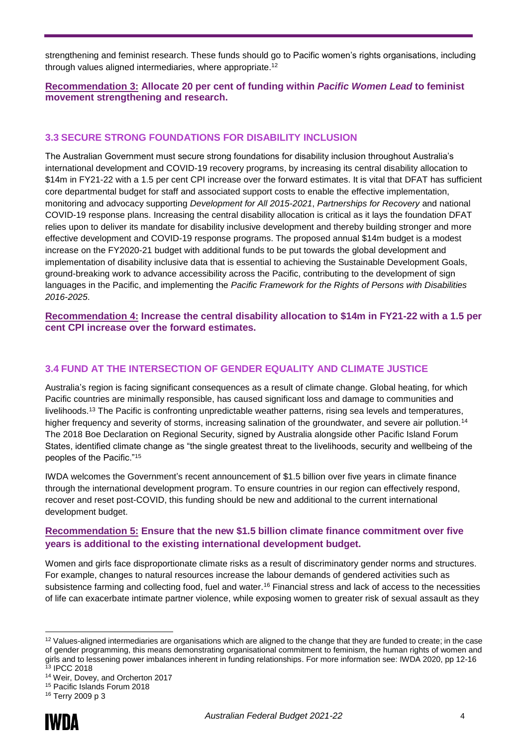strengthening and feminist research. These funds should go to Pacific women's rights organisations, including through values aligned intermediaries, where appropriate.[12]

**Recommendation 3: Allocate 20 per cent of funding within *Pacific Women Lead* to feminist movement strengthening and research.**

### 3.3 SECURE STRONG FOUNDATIONS FOR DISABILITY INCLUSION

The Australian Government must secure strong foundations for disability inclusion throughout Australia's international development and COVID-19 recovery programs, by increasing its central disability allocation to \$14m in FY21-22 with a 1.5 per cent CPI increase over the forward estimates. It is vital that DFAT has sufficient core departmental budget for staff and associated support costs to enable the effective implementation, monitoring and advocacy supporting *Development for All 2015-2021*, *Partnerships for Recovery* and national COVID-19 response plans. Increasing the central disability allocation is critical as it lays the foundation DFAT relies upon to deliver its mandate for disability inclusive development and thereby building stronger and more effective development and COVID-19 response programs. The proposed annual \$14m budget is a modest increase on the FY2020-21 budget with additional funds to be put towards the global development and implementation of disability inclusive data that is essential to achieving the Sustainable Development Goals, ground-breaking work to advance accessibility across the Pacific, contributing to the development of sign languages in the Pacific, and implementing the *Pacific Framework for the Rights of Persons with Disabilities 2016-2025*.

**Recommendation 4: Increase the central disability allocation to \$14m in FY21-22 with a 1.5 per cent CPI increase over the forward estimates.**

### 3.4 FUND AT THE INTERSECTION OF GENDER EQUALITY AND CLIMATE JUSTICE

Australia's region is facing significant consequences as a result of climate change. Global heating, for which Pacific countries are minimally responsible, has caused significant loss and damage to communities and livelihoods.[13] The Pacific is confronting unpredictable weather patterns, rising sea levels and temperatures, higher frequency and severity of storms, increasing salination of the groundwater, and severe air pollution.[14] The 2018 Boe Declaration on Regional Security, signed by Australia alongside other Pacific Island Forum States, identified climate change as "the single greatest threat to the livelihoods, security and wellbeing of the peoples of the Pacific."[15]

IWDA welcomes the Government's recent announcement of \$1.5 billion over five years in climate finance through the international development program. To ensure countries in our region can effectively respond, recover and reset post-COVID, this funding should be new and additional to the current international development budget.

**Recommendation 5: Ensure that the new \$1.5 billion climate finance commitment over five years is additional to the existing international development budget.**

Women and girls face disproportionate climate risks as a result of discriminatory gender norms and structures. For example, changes to natural resources increase the labour demands of gendered activities such as subsistence farming and collecting food, fuel and water.[16] Financial stress and lack of access to the necessities of life can exacerbate intimate partner violence, while exposing women to greater risk of sexual assault as they

---

[12] Values-aligned intermediaries are organisations which are aligned to the change that they are funded to create; in the case of gender programming, this means demonstrating organisational commitment to feminism, the human rights of women and girls and to lessening power imbalances inherent in funding relationships. For more information see: IWDA 2020, pp 12-16
[13] IPCC 2018
[14] Weir, Dovey, and Orcherton 2017
[15] Pacific Islands Forum 2018
[16] Terry 2009 p 3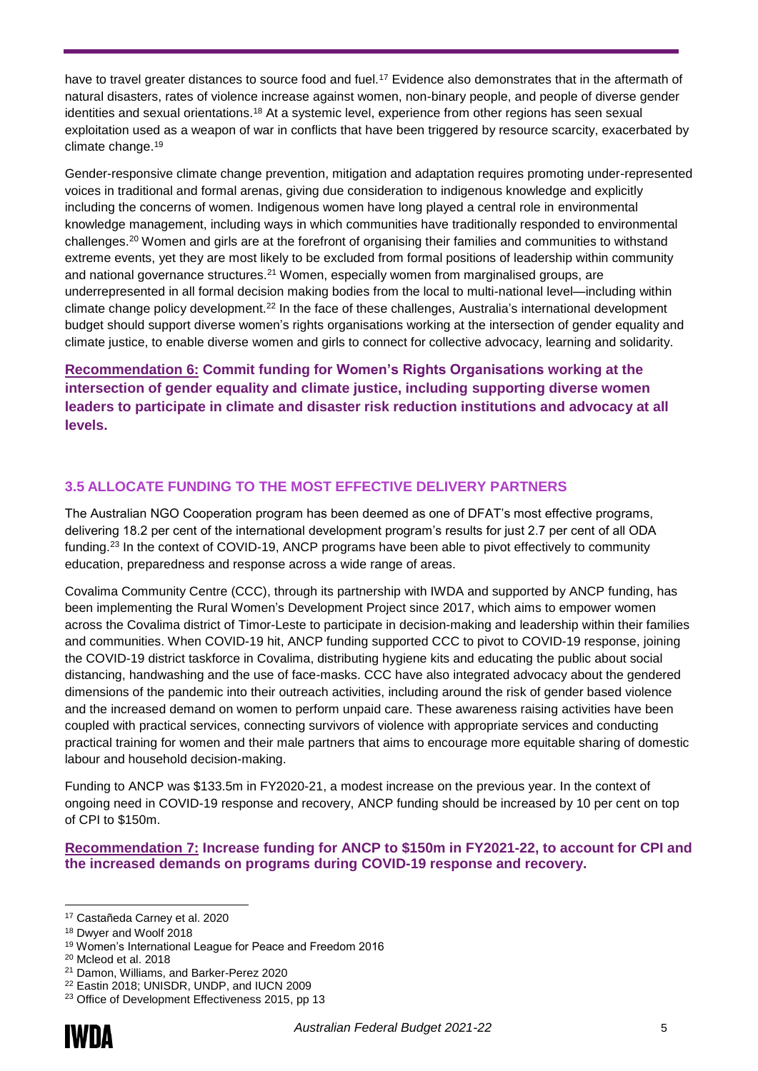have to travel greater distances to source food and fuel.[17] Evidence also demonstrates that in the aftermath of natural disasters, rates of violence increase against women, non-binary people, and people of diverse gender identities and sexual orientations.[18] At a systemic level, experience from other regions has seen sexual exploitation used as a weapon of war in conflicts that have been triggered by resource scarcity, exacerbated by climate change.[19]

Gender-responsive climate change prevention, mitigation and adaptation requires promoting under-represented voices in traditional and formal arenas, giving due consideration to indigenous knowledge and explicitly including the concerns of women. Indigenous women have long played a central role in environmental knowledge management, including ways in which communities have traditionally responded to environmental challenges.[20] Women and girls are at the forefront of organising their families and communities to withstand extreme events, yet they are most likely to be excluded from formal positions of leadership within community and national governance structures.[21] Women, especially women from marginalised groups, are underrepresented in all formal decision making bodies from the local to multi-national level—including within climate change policy development.[22] In the face of these challenges, Australia's international development budget should support diverse women's rights organisations working at the intersection of gender equality and climate justice, to enable diverse women and girls to connect for collective advocacy, learning and solidarity.

**Recommendation 6: Commit funding for Women's Rights Organisations working at the intersection of gender equality and climate justice, including supporting diverse women leaders to participate in climate and disaster risk reduction institutions and advocacy at all levels.**

### 3.5 ALLOCATE FUNDING TO THE MOST EFFECTIVE DELIVERY PARTNERS

The Australian NGO Cooperation program has been deemed as one of DFAT's most effective programs, delivering 18.2 per cent of the international development program's results for just 2.7 per cent of all ODA funding.[23] In the context of COVID-19, ANCP programs have been able to pivot effectively to community education, preparedness and response across a wide range of areas.

Covalima Community Centre (CCC), through its partnership with IWDA and supported by ANCP funding, has been implementing the Rural Women's Development Project since 2017, which aims to empower women across the Covalima district of Timor-Leste to participate in decision-making and leadership within their families and communities. When COVID-19 hit, ANCP funding supported CCC to pivot to COVID-19 response, joining the COVID-19 district taskforce in Covalima, distributing hygiene kits and educating the public about social distancing, handwashing and the use of face-masks. CCC have also integrated advocacy about the gendered dimensions of the pandemic into their outreach activities, including around the risk of gender based violence and the increased demand on women to perform unpaid care. These awareness raising activities have been coupled with practical services, connecting survivors of violence with appropriate services and conducting practical training for women and their male partners that aims to encourage more equitable sharing of domestic labour and household decision-making.

Funding to ANCP was $133.5m in FY2020-21, a modest increase on the previous year. In the context of ongoing need in COVID-19 response and recovery, ANCP funding should be increased by 10 per cent on top of CPI to $150m.

**Recommendation 7: Increase funding for ANCP to $150m in FY2021-22, to account for CPI and the increased demands on programs during COVID-19 response and recovery.**

---

[17] Castañeda Carney et al. 2020

[18] Dwyer and Woolf 2018

[19] Women's International League for Peace and Freedom 2016

[20] Mcleod et al. 2018

[21] Damon, Williams, and Barker-Perez 2020

[22] Eastin 2018; UNISDR, UNDP, and IUCN 2009

[23] Office of Development Effectiveness 2015, pp 13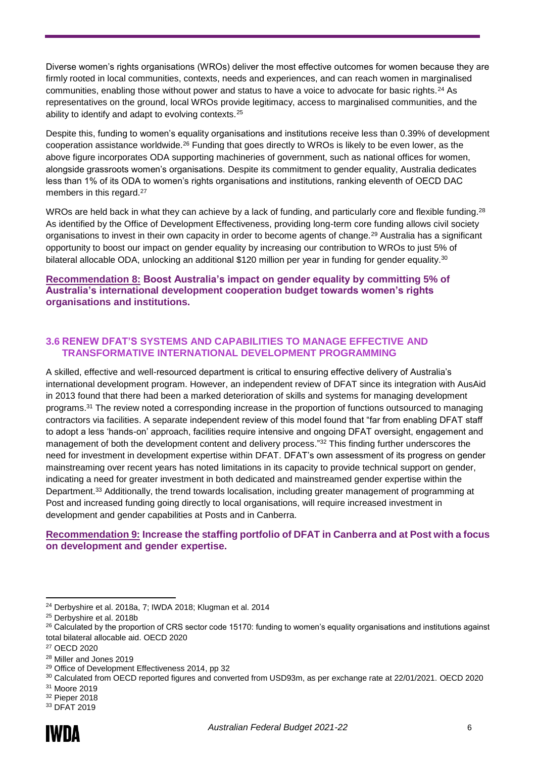Diverse women's rights organisations (WROs) deliver the most effective outcomes for women because they are firmly rooted in local communities, contexts, needs and experiences, and can reach women in marginalised communities, enabling those without power and status to have a voice to advocate for basic rights.[24] As representatives on the ground, local WROs provide legitimacy, access to marginalised communities, and the ability to identify and adapt to evolving contexts.[25]

Despite this, funding to women's equality organisations and institutions receive less than 0.39% of development cooperation assistance worldwide.[26] Funding that goes directly to WROs is likely to be even lower, as the above figure incorporates ODA supporting machineries of government, such as national offices for women, alongside grassroots women's organisations. Despite its commitment to gender equality, Australia dedicates less than 1% of its ODA to women's rights organisations and institutions, ranking eleventh of OECD DAC members in this regard.[27]

WROs are held back in what they can achieve by a lack of funding, and particularly core and flexible funding.[28] As identified by the Office of Development Effectiveness, providing long-term core funding allows civil society organisations to invest in their own capacity in order to become agents of change.[29] Australia has a significant opportunity to boost our impact on gender equality by increasing our contribution to WROs to just 5% of bilateral allocable ODA, unlocking an additional $120 million per year in funding for gender equality.[30]

**Recommendation 8: Boost Australia's impact on gender equality by committing 5% of Australia's international development cooperation budget towards women's rights organisations and institutions.**

### 3.6 RENEW DFAT'S SYSTEMS AND CAPABILITIES TO MANAGE EFFECTIVE AND TRANSFORMATIVE INTERNATIONAL DEVELOPMENT PROGRAMMING

A skilled, effective and well-resourced department is critical to ensuring effective delivery of Australia's international development program. However, an independent review of DFAT since its integration with AusAid in 2013 found that there had been a marked deterioration of skills and systems for managing development programs.[31] The review noted a corresponding increase in the proportion of functions outsourced to managing contractors via facilities. A separate independent review of this model found that "far from enabling DFAT staff to adopt a less 'hands-on' approach, facilities require intensive and ongoing DFAT oversight, engagement and management of both the development content and delivery process."[32] This finding further underscores the need for investment in development expertise within DFAT. DFAT's own assessment of its progress on gender mainstreaming over recent years has noted limitations in its capacity to provide technical support on gender, indicating a need for greater investment in both dedicated and mainstreamed gender expertise within the Department.[33] Additionally, the trend towards localisation, including greater management of programming at Post and increased funding going directly to local organisations, will require increased investment in development and gender capabilities at Posts and in Canberra.

**Recommendation 9: Increase the staffing portfolio of DFAT in Canberra and at Post with a focus on development and gender expertise.**

---

[24] Derbyshire et al. 2018a, 7; IWDA 2018; Klugman et al. 2014

[25] Derbyshire et al. 2018b

[26] Calculated by the proportion of CRS sector code 15170: funding to women's equality organisations and institutions against total bilateral allocable aid. OECD 2020

[27] OECD 2020

[28] Miller and Jones 2019

[29] Office of Development Effectiveness 2014, pp 32

[30] Calculated from OECD reported figures and converted from USD93m, as per exchange rate at 22/01/2021. OECD 2020

[31] Moore 2019

[32] Pieper 2018

[33] DFAT 2019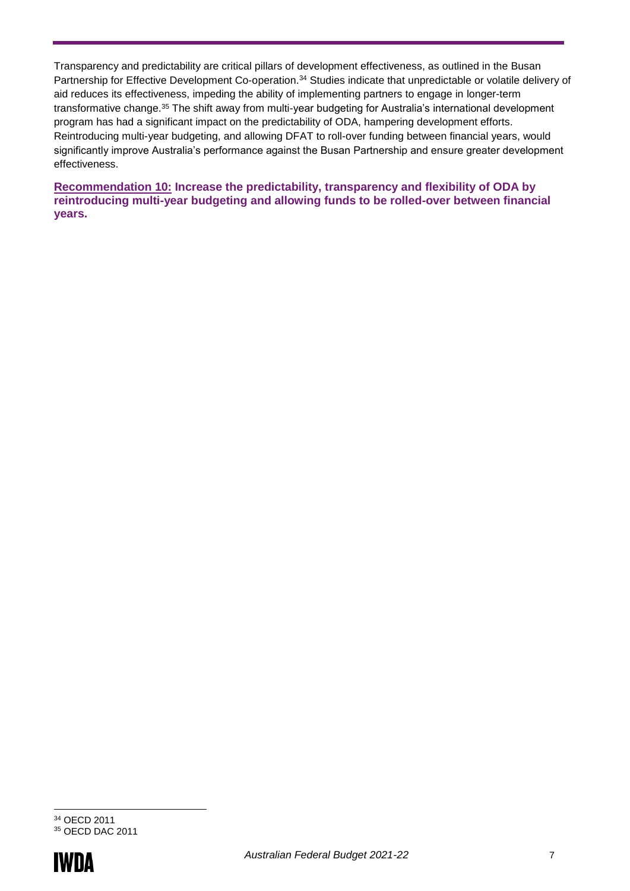Transparency and predictability are critical pillars of development effectiveness, as outlined in the Busan Partnership for Effective Development Co-operation.[34] Studies indicate that unpredictable or volatile delivery of aid reduces its effectiveness, impeding the ability of implementing partners to engage in longer-term transformative change.[35] The shift away from multi-year budgeting for Australia's international development program has had a significant impact on the predictability of ODA, hampering development efforts. Reintroducing multi-year budgeting, and allowing DFAT to roll-over funding between financial years, would significantly improve Australia's performance against the Busan Partnership and ensure greater development effectiveness.

**Recommendation 10: Increase the predictability, transparency and flexibility of ODA by reintroducing multi-year budgeting and allowing funds to be rolled-over between financial years.**

[34] OECD 2011

[35] OECD DAC 2011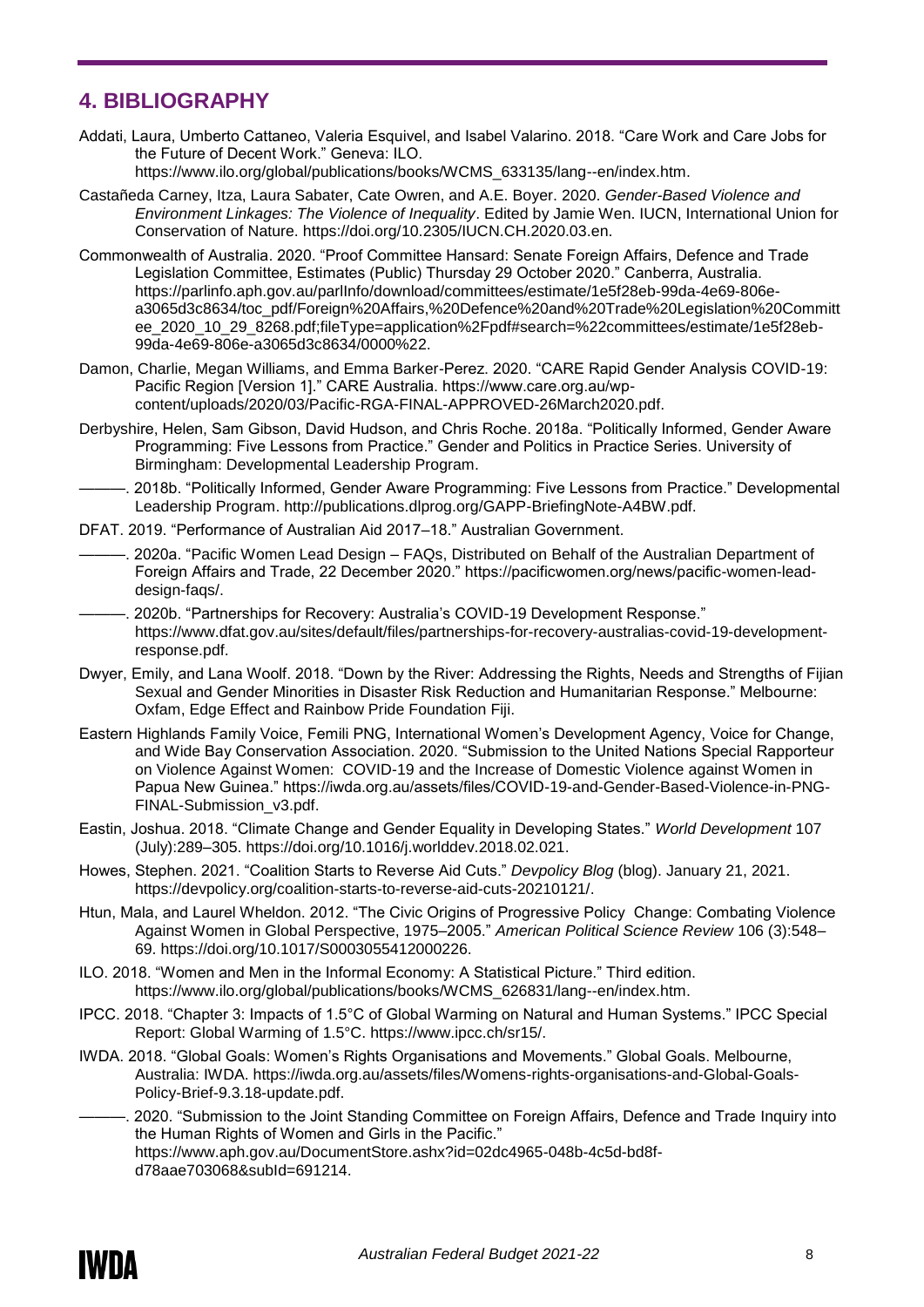## 4. BIBLIOGRAPHY

Addati, Laura, Umberto Cattaneo, Valeria Esquivel, and Isabel Valarino. 2018. "Care Work and Care Jobs for the Future of Decent Work." Geneva: ILO. https://www.ilo.org/global/publications/books/WCMS_633135/lang--en/index.htm.

Castañeda Carney, Itza, Laura Sabater, Cate Owren, and A.E. Boyer. 2020. *Gender-Based Violence and Environment Linkages: The Violence of Inequality*. Edited by Jamie Wen. IUCN, International Union for Conservation of Nature. https://doi.org/10.2305/IUCN.CH.2020.03.en.

Commonwealth of Australia. 2020. "Proof Committee Hansard: Senate Foreign Affairs, Defence and Trade Legislation Committee, Estimates (Public) Thursday 29 October 2020." Canberra, Australia. https://parlinfo.aph.gov.au/parlInfo/download/committees/estimate/1e5f28eb-99da-4e69-806e-a3065d3c8634/toc_pdf/Foreign%20Affairs,%20Defence%20and%20Trade%20Legislation%20Committee_2020_10_29_8268.pdf;fileType=application%2Fpdf#search=%22committees/estimate/1e5f28eb-99da-4e69-806e-a3065d3c8634/0000%22.

Damon, Charlie, Megan Williams, and Emma Barker-Perez. 2020. "CARE Rapid Gender Analysis COVID-19: Pacific Region [Version 1]." CARE Australia. https://www.care.org.au/wp-content/uploads/2020/03/Pacific-RGA-FINAL-APPROVED-26March2020.pdf.

Derbyshire, Helen, Sam Gibson, David Hudson, and Chris Roche. 2018a. "Politically Informed, Gender Aware Programming: Five Lessons from Practice." Gender and Politics in Practice Series. University of Birmingham: Developmental Leadership Program.

———. 2018b. "Politically Informed, Gender Aware Programming: Five Lessons from Practice." Developmental Leadership Program. http://publications.dlprog.org/GAPP-BriefingNote-A4BW.pdf.

DFAT. 2019. "Performance of Australian Aid 2017–18." Australian Government.

———. 2020a. "Pacific Women Lead Design – FAQs, Distributed on Behalf of the Australian Department of Foreign Affairs and Trade, 22 December 2020." https://pacificwomen.org/news/pacific-women-lead-design-faqs/.

———. 2020b. "Partnerships for Recovery: Australia's COVID-19 Development Response." https://www.dfat.gov.au/sites/default/files/partnerships-for-recovery-australias-covid-19-development-response.pdf.

Dwyer, Emily, and Lana Woolf. 2018. "Down by the River: Addressing the Rights, Needs and Strengths of Fijian Sexual and Gender Minorities in Disaster Risk Reduction and Humanitarian Response." Melbourne: Oxfam, Edge Effect and Rainbow Pride Foundation Fiji.

Eastern Highlands Family Voice, Femili PNG, International Women's Development Agency, Voice for Change, and Wide Bay Conservation Association. 2020. "Submission to the United Nations Special Rapporteur on Violence Against Women: COVID-19 and the Increase of Domestic Violence against Women in Papua New Guinea." https://iwda.org.au/assets/files/COVID-19-and-Gender-Based-Violence-in-PNG-FINAL-Submission_v3.pdf.

Eastin, Joshua. 2018. "Climate Change and Gender Equality in Developing States." *World Development* 107 (July):289–305. https://doi.org/10.1016/j.worlddev.2018.02.021.

Howes, Stephen. 2021. "Coalition Starts to Reverse Aid Cuts." *Devpolicy Blog* (blog). January 21, 2021. https://devpolicy.org/coalition-starts-to-reverse-aid-cuts-20210121/.

Htun, Mala, and Laurel Wheldon. 2012. "The Civic Origins of Progressive Policy Change: Combating Violence Against Women in Global Perspective, 1975–2005." *American Political Science Review* 106 (3):548–69. https://doi.org/10.1017/S0003055412000226.

ILO. 2018. "Women and Men in the Informal Economy: A Statistical Picture." Third edition. https://www.ilo.org/global/publications/books/WCMS_626831/lang--en/index.htm.

IPCC. 2018. "Chapter 3: Impacts of 1.5°C of Global Warming on Natural and Human Systems." IPCC Special Report: Global Warming of 1.5°C. https://www.ipcc.ch/sr15/.

IWDA. 2018. "Global Goals: Women's Rights Organisations and Movements." Global Goals. Melbourne, Australia: IWDA. https://iwda.org.au/assets/files/Womens-rights-organisations-and-Global-Goals-Policy-Brief-9.3.18-update.pdf.

———. 2020. "Submission to the Joint Standing Committee on Foreign Affairs, Defence and Trade Inquiry into the Human Rights of Women and Girls in the Pacific." https://www.aph.gov.au/DocumentStore.ashx?id=02dc4965-048b-4c5d-bd8f-d78aae703068&subId=691214.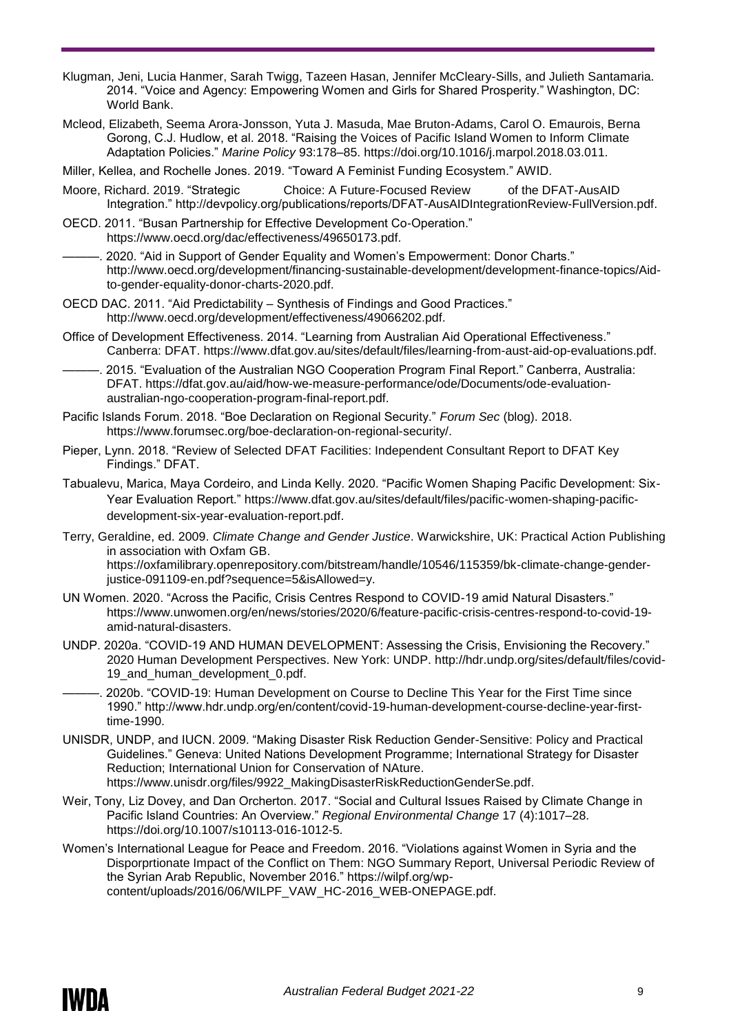Klugman, Jeni, Lucia Hanmer, Sarah Twigg, Tazeen Hasan, Jennifer McCleary-Sills, and Julieth Santamaria. 2014. "Voice and Agency: Empowering Women and Girls for Shared Prosperity." Washington, DC: World Bank.

Mcleod, Elizabeth, Seema Arora-Jonsson, Yuta J. Masuda, Mae Bruton-Adams, Carol O. Emaurois, Berna Gorong, C.J. Hudlow, et al. 2018. "Raising the Voices of Pacific Island Women to Inform Climate Adaptation Policies." *Marine Policy* 93:178–85. https://doi.org/10.1016/j.marpol.2018.03.011.

Miller, Kellea, and Rochelle Jones. 2019. "Toward A Feminist Funding Ecosystem." AWID.

Moore, Richard. 2019. "Strategic Choice: A Future-Focused Review of the DFAT-AusAID Integration." http://devpolicy.org/publications/reports/DFAT-AusAIDIntegrationReview-FullVersion.pdf.

OECD. 2011. "Busan Partnership for Effective Development Co-Operation." https://www.oecd.org/dac/effectiveness/49650173.pdf.

———. 2020. "Aid in Support of Gender Equality and Women's Empowerment: Donor Charts." http://www.oecd.org/development/financing-sustainable-development/development-finance-topics/Aid-to-gender-equality-donor-charts-2020.pdf.

OECD DAC. 2011. "Aid Predictability – Synthesis of Findings and Good Practices." http://www.oecd.org/development/effectiveness/49066202.pdf.

Office of Development Effectiveness. 2014. "Learning from Australian Aid Operational Effectiveness." Canberra: DFAT. https://www.dfat.gov.au/sites/default/files/learning-from-aust-aid-op-evaluations.pdf.

———. 2015. "Evaluation of the Australian NGO Cooperation Program Final Report." Canberra, Australia: DFAT. https://dfat.gov.au/aid/how-we-measure-performance/ode/Documents/ode-evaluation-australian-ngo-cooperation-program-final-report.pdf.

Pacific Islands Forum. 2018. "Boe Declaration on Regional Security." *Forum Sec* (blog). 2018. https://www.forumsec.org/boe-declaration-on-regional-security/.

Pieper, Lynn. 2018. "Review of Selected DFAT Facilities: Independent Consultant Report to DFAT Key Findings." DFAT.

Tabualevu, Marica, Maya Cordeiro, and Linda Kelly. 2020. "Pacific Women Shaping Pacific Development: Six-Year Evaluation Report." https://www.dfat.gov.au/sites/default/files/pacific-women-shaping-pacific-development-six-year-evaluation-report.pdf.

Terry, Geraldine, ed. 2009. *Climate Change and Gender Justice*. Warwickshire, UK: Practical Action Publishing in association with Oxfam GB. https://oxfamilibrary.openrepository.com/bitstream/handle/10546/115359/bk-climate-change-gender-justice-091109-en.pdf?sequence=5&isAllowed=y.

UN Women. 2020. "Across the Pacific, Crisis Centres Respond to COVID-19 amid Natural Disasters." https://www.unwomen.org/en/news/stories/2020/6/feature-pacific-crisis-centres-respond-to-covid-19-amid-natural-disasters.

UNDP. 2020a. "COVID-19 AND HUMAN DEVELOPMENT: Assessing the Crisis, Envisioning the Recovery." 2020 Human Development Perspectives. New York: UNDP. http://hdr.undp.org/sites/default/files/covid-19_and_human_development_0.pdf.

———. 2020b. "COVID-19: Human Development on Course to Decline This Year for the First Time since 1990." http://www.hdr.undp.org/en/content/covid-19-human-development-course-decline-year-first-time-1990.

UNISDR, UNDP, and IUCN. 2009. "Making Disaster Risk Reduction Gender-Sensitive: Policy and Practical Guidelines." Geneva: United Nations Development Programme; International Strategy for Disaster Reduction; International Union for Conservation of NAture. https://www.unisdr.org/files/9922_MakingDisasterRiskReductionGenderSe.pdf.

Weir, Tony, Liz Dovey, and Dan Orcherton. 2017. "Social and Cultural Issues Raised by Climate Change in Pacific Island Countries: An Overview." *Regional Environmental Change* 17 (4):1017–28. https://doi.org/10.1007/s10113-016-1012-5.

Women's International League for Peace and Freedom. 2016. "Violations against Women in Syria and the Disporprtionate Impact of the Conflict on Them: NGO Summary Report, Universal Periodic Review of the Syrian Arab Republic, November 2016." https://wilpf.org/wp-content/uploads/2016/06/WILPF_VAW_HC-2016_WEB-ONEPAGE.pdf.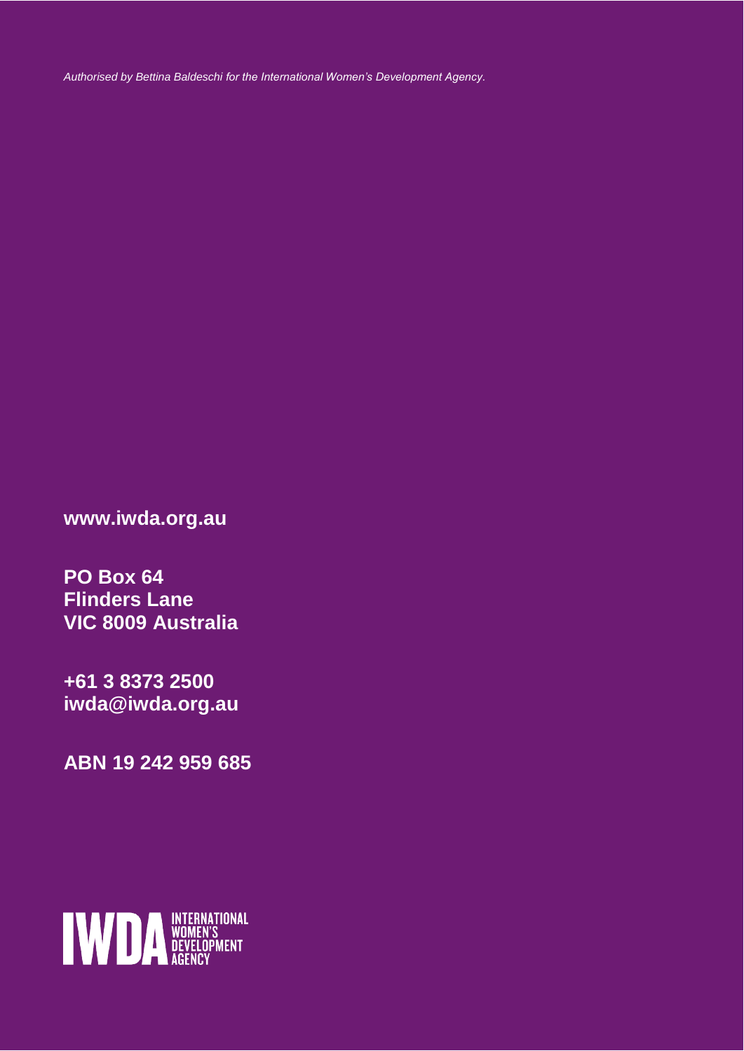*Authorised by Bettina Baldeschi for the International Women's Development Agency.*

**www.iwda.org.au**

**PO Box 64**
**Flinders Lane**
**VIC 8009 Australia**

**+61 3 8373 2500**
**iwda@iwda.org.au**

**ABN 19 242 959 685**

IWDA INTERNATIONAL WOMEN'S DEVELOPMENT AGENCY